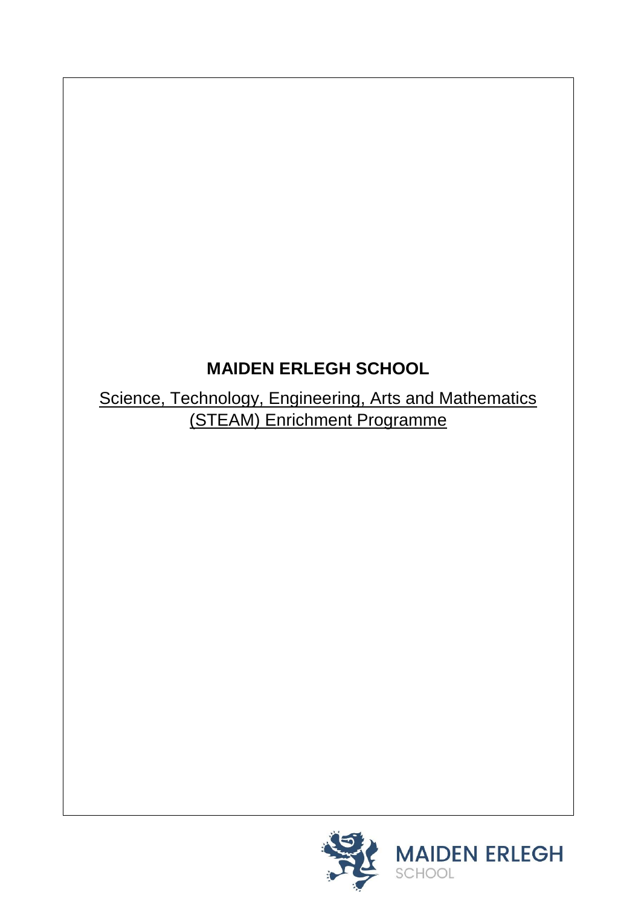# MAIDEN ERLEGH SCHOOL

Science, Technology, Engineering, Arts and Mathematics (STEAM) Enrichment Programme

MAIDEN ERLEGH SCHOOL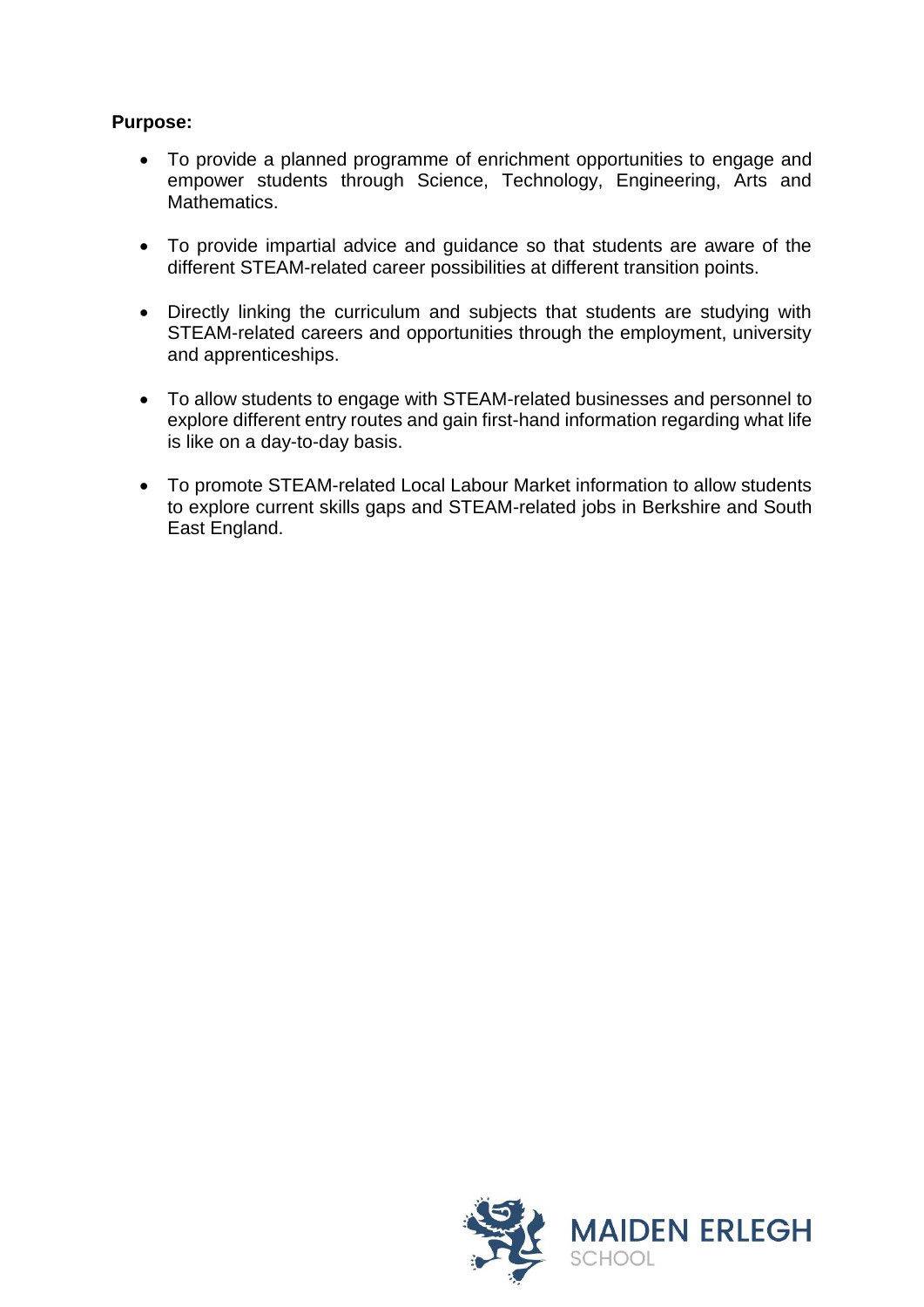**Purpose:**

- To provide a planned programme of enrichment opportunities to engage and empower students through Science, Technology, Engineering, Arts and Mathematics.

- To provide impartial advice and guidance so that students are aware of the different STEAM-related career possibilities at different transition points.

- Directly linking the curriculum and subjects that students are studying with STEAM-related careers and opportunities through the employment, university and apprenticeships.

- To allow students to engage with STEAM-related businesses and personnel to explore different entry routes and gain first-hand information regarding what life is like on a day-to-day basis.

- To promote STEAM-related Local Labour Market information to allow students to explore current skills gaps and STEAM-related jobs in Berkshire and South East England.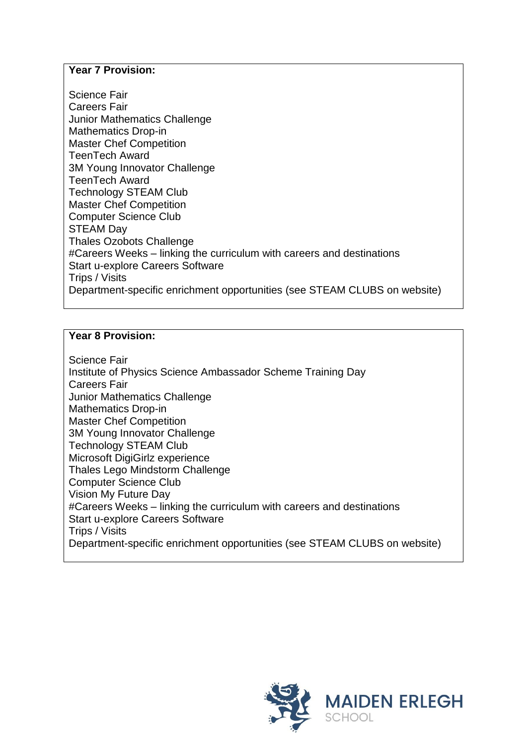**Year 7 Provision:**

Science Fair
Careers Fair
Junior Mathematics Challenge
Mathematics Drop-in
Master Chef Competition
TeenTech Award
3M Young Innovator Challenge
TeenTech Award
Technology STEAM Club
Master Chef Competition
Computer Science Club
STEAM Day
Thales Ozobots Challenge
#Careers Weeks – linking the curriculum with careers and destinations
Start u-explore Careers Software
Trips / Visits
Department-specific enrichment opportunities (see STEAM CLUBS on website)

**Year 8 Provision:**

Science Fair
Institute of Physics Science Ambassador Scheme Training Day
Careers Fair
Junior Mathematics Challenge
Mathematics Drop-in
Master Chef Competition
3M Young Innovator Challenge
Technology STEAM Club
Microsoft DigiGirlz experience
Thales Lego Mindstorm Challenge
Computer Science Club
Vision My Future Day
#Careers Weeks – linking the curriculum with careers and destinations
Start u-explore Careers Software
Trips / Visits
Department-specific enrichment opportunities (see STEAM CLUBS on website)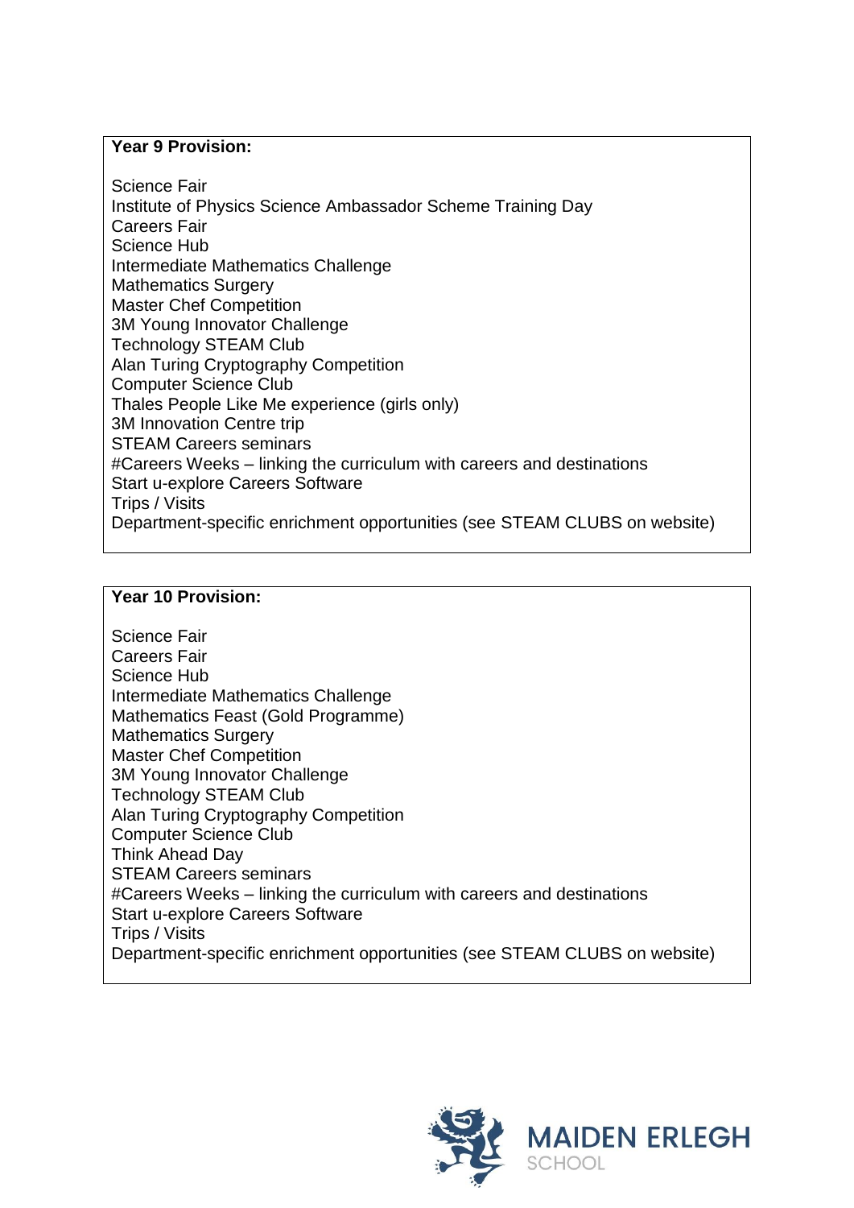**Year 9 Provision:**

Science Fair
Institute of Physics Science Ambassador Scheme Training Day
Careers Fair
Science Hub
Intermediate Mathematics Challenge
Mathematics Surgery
Master Chef Competition
3M Young Innovator Challenge
Technology STEAM Club
Alan Turing Cryptography Competition
Computer Science Club
Thales People Like Me experience (girls only)
3M Innovation Centre trip
STEAM Careers seminars
#Careers Weeks – linking the curriculum with careers and destinations
Start u-explore Careers Software
Trips / Visits
Department-specific enrichment opportunities (see STEAM CLUBS on website)

**Year 10 Provision:**

Science Fair
Careers Fair
Science Hub
Intermediate Mathematics Challenge
Mathematics Feast (Gold Programme)
Mathematics Surgery
Master Chef Competition
3M Young Innovator Challenge
Technology STEAM Club
Alan Turing Cryptography Competition
Computer Science Club
Think Ahead Day
STEAM Careers seminars
#Careers Weeks – linking the curriculum with careers and destinations
Start u-explore Careers Software
Trips / Visits
Department-specific enrichment opportunities (see STEAM CLUBS on website)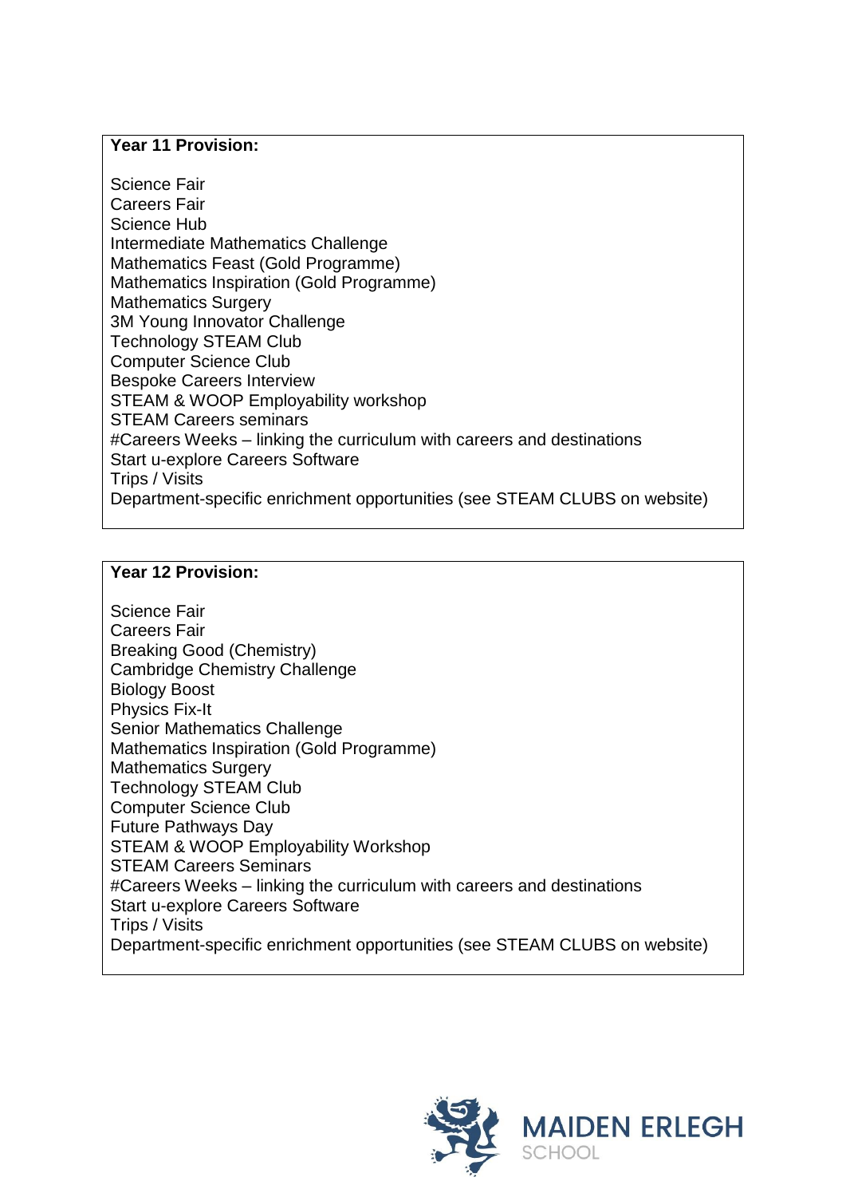**Year 11 Provision:**

Science Fair
Careers Fair
Science Hub
Intermediate Mathematics Challenge
Mathematics Feast (Gold Programme)
Mathematics Inspiration (Gold Programme)
Mathematics Surgery
3M Young Innovator Challenge
Technology STEAM Club
Computer Science Club
Bespoke Careers Interview
STEAM & WOOP Employability workshop
STEAM Careers seminars
#Careers Weeks – linking the curriculum with careers and destinations
Start u-explore Careers Software
Trips / Visits
Department-specific enrichment opportunities (see STEAM CLUBS on website)

**Year 12 Provision:**

Science Fair
Careers Fair
Breaking Good (Chemistry)
Cambridge Chemistry Challenge
Biology Boost
Physics Fix-It
Senior Mathematics Challenge
Mathematics Inspiration (Gold Programme)
Mathematics Surgery
Technology STEAM Club
Computer Science Club
Future Pathways Day
STEAM & WOOP Employability Workshop
STEAM Careers Seminars
#Careers Weeks – linking the curriculum with careers and destinations
Start u-explore Careers Software
Trips / Visits
Department-specific enrichment opportunities (see STEAM CLUBS on website)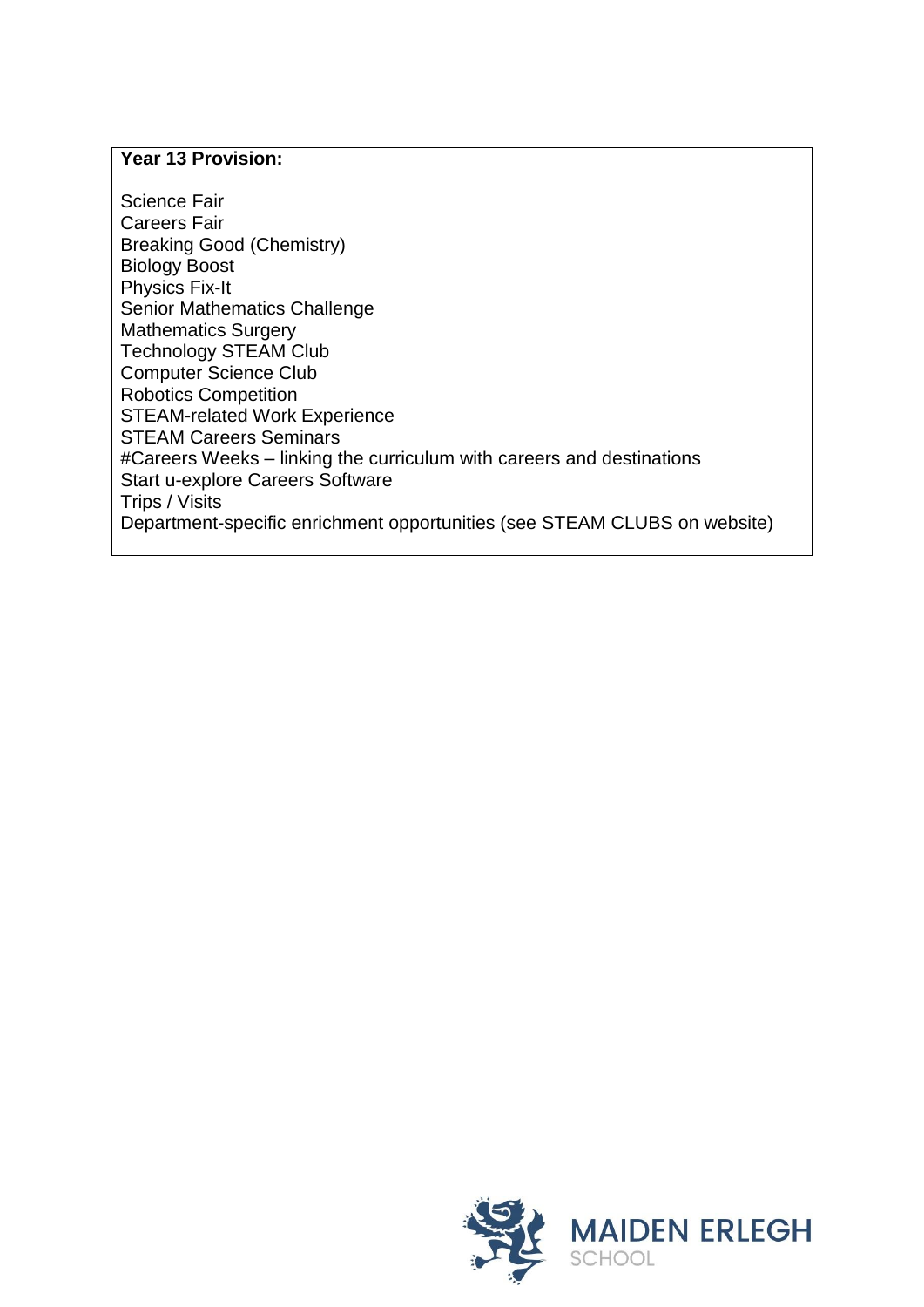**Year 13 Provision:**

Science Fair
Careers Fair
Breaking Good (Chemistry)
Biology Boost
Physics Fix-It
Senior Mathematics Challenge
Mathematics Surgery
Technology STEAM Club
Computer Science Club
Robotics Competition
STEAM-related Work Experience
STEAM Careers Seminars
#Careers Weeks – linking the curriculum with careers and destinations
Start u-explore Careers Software
Trips / Visits
Department-specific enrichment opportunities (see STEAM CLUBS on website)